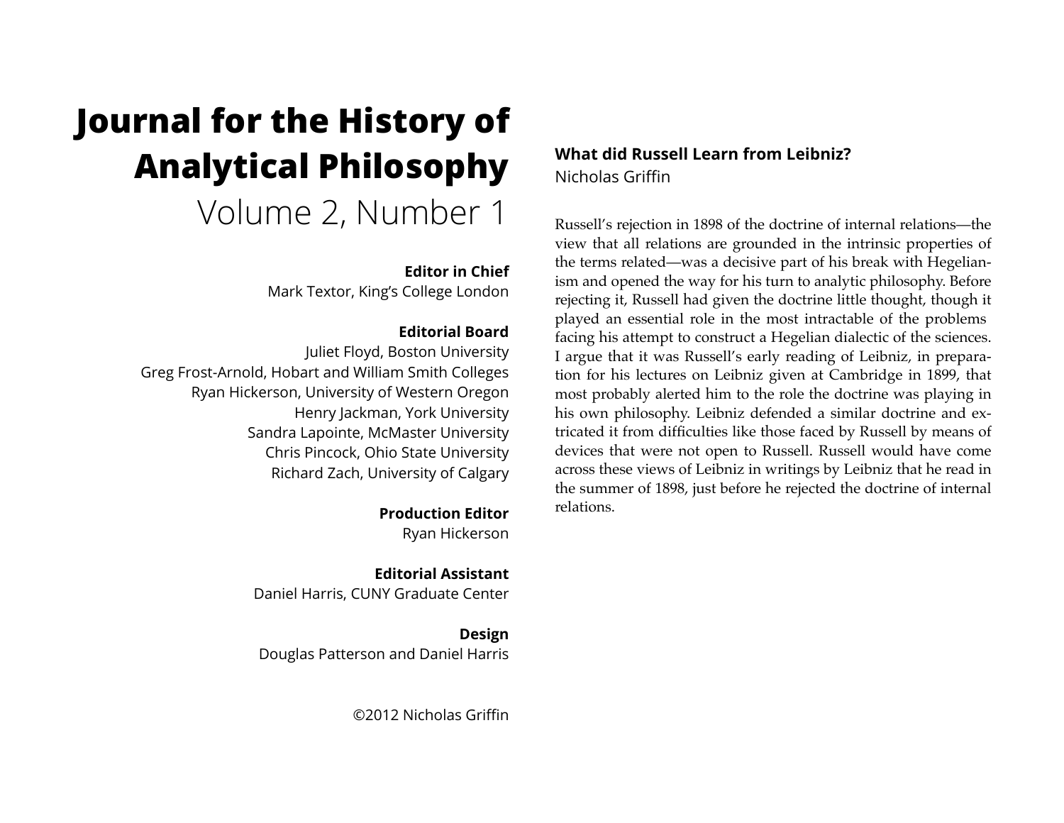# Journal for the History of Analytical Philosophy

Volume 2, Number 1

**Editor in Chief**
Mark Textor, King's College London

**Editorial Board**
Juliet Floyd, Boston University
Greg Frost-Arnold, Hobart and William Smith Colleges
Ryan Hickerson, University of Western Oregon
Henry Jackman, York University
Sandra Lapointe, McMaster University
Chris Pincock, Ohio State University
Richard Zach, University of Calgary

**Production Editor**
Ryan Hickerson

**Editorial Assistant**
Daniel Harris, CUNY Graduate Center

**Design**
Douglas Patterson and Daniel Harris

©2012 Nicholas Griffin

## What did Russell Learn from Leibniz?

Nicholas Griffin

Russell's rejection in 1898 of the doctrine of internal relations—the view that all relations are grounded in the intrinsic properties of the terms related—was a decisive part of his break with Hegelianism and opened the way for his turn to analytic philosophy. Before rejecting it, Russell had given the doctrine little thought, though it played an essential role in the most intractable of the problems facing his attempt to construct a Hegelian dialectic of the sciences. I argue that it was Russell's early reading of Leibniz, in preparation for his lectures on Leibniz given at Cambridge in 1899, that most probably alerted him to the role the doctrine was playing in his own philosophy. Leibniz defended a similar doctrine and extricated it from difficulties like those faced by Russell by means of devices that were not open to Russell. Russell would have come across these views of Leibniz in writings by Leibniz that he read in the summer of 1898, just before he rejected the doctrine of internal relations.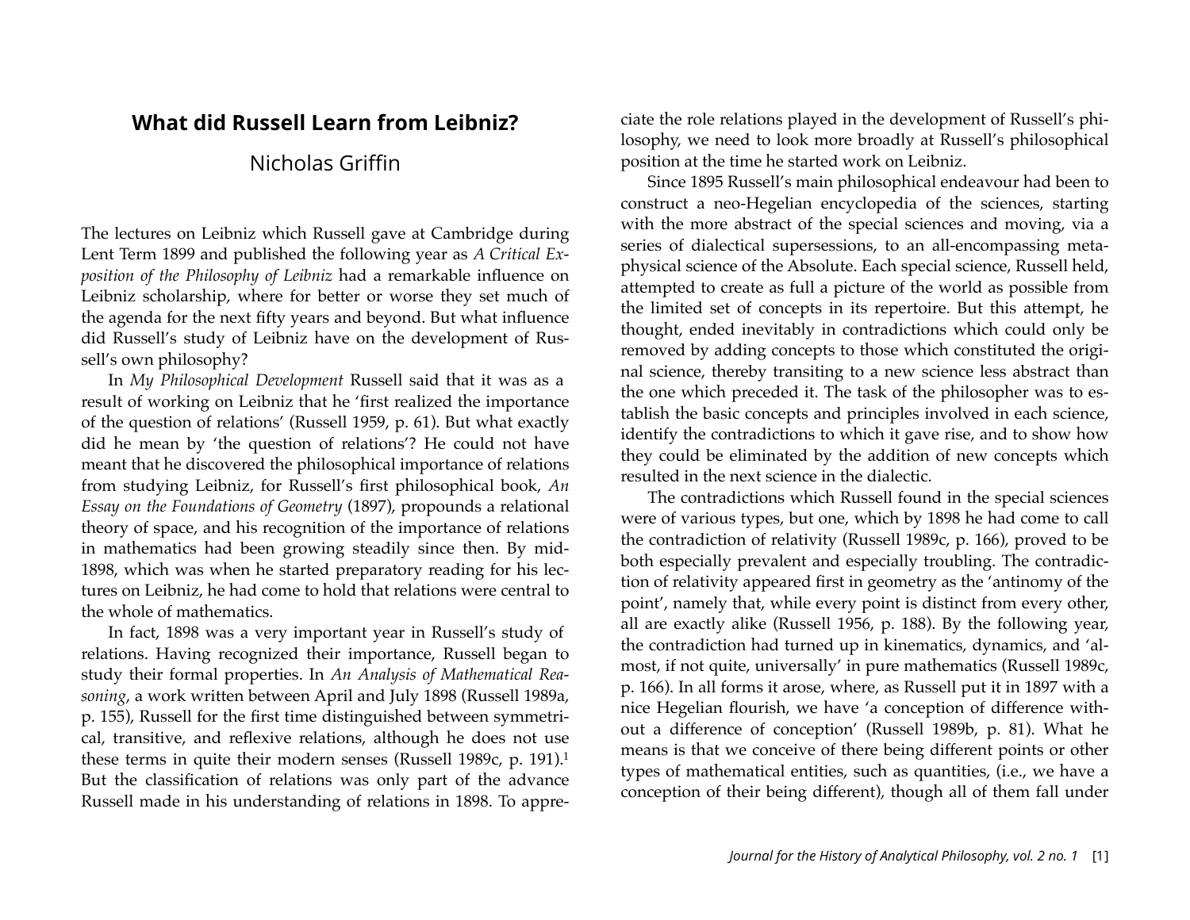# What did Russell Learn from Leibniz?

Nicholas Griffin

The lectures on Leibniz which Russell gave at Cambridge during Lent Term 1899 and published the following year as *A Critical Exposition of the Philosophy of Leibniz* had a remarkable influence on Leibniz scholarship, where for better or worse they set much of the agenda for the next fifty years and beyond. But what influence did Russell's study of Leibniz have on the development of Russell's own philosophy?

In *My Philosophical Development* Russell said that it was as a result of working on Leibniz that he 'first realized the importance of the question of relations' (Russell 1959, p. 61). But what exactly did he mean by 'the question of relations'? He could not have meant that he discovered the philosophical importance of relations from studying Leibniz, for Russell's first philosophical book, *An Essay on the Foundations of Geometry* (1897), propounds a relational theory of space, and his recognition of the importance of relations in mathematics had been growing steadily since then. By mid-1898, which was when he started preparatory reading for his lectures on Leibniz, he had come to hold that relations were central to the whole of mathematics.

In fact, 1898 was a very important year in Russell's study of relations. Having recognized their importance, Russell began to study their formal properties. In *An Analysis of Mathematical Reasoning*, a work written between April and July 1898 (Russell 1989a, p. 155), Russell for the first time distinguished between symmetrical, transitive, and reflexive relations, although he does not use these terms in quite their modern senses (Russell 1989c, p. 191).[1] But the classification of relations was only part of the advance Russell made in his understanding of relations in 1898. To appreciate the role relations played in the development of Russell's philosophy, we need to look more broadly at Russell's philosophical position at the time he started work on Leibniz.

Since 1895 Russell's main philosophical endeavour had been to construct a neo-Hegelian encyclopedia of the sciences, starting with the more abstract of the special sciences and moving, via a series of dialectical supersessions, to an all-encompassing metaphysical science of the Absolute. Each special science, Russell held, attempted to create as full a picture of the world as possible from the limited set of concepts in its repertoire. But this attempt, he thought, ended inevitably in contradictions which could only be removed by adding concepts to those which constituted the original science, thereby transiting to a new science less abstract than the one which preceded it. The task of the philosopher was to establish the basic concepts and principles involved in each science, identify the contradictions to which it gave rise, and to show how they could be eliminated by the addition of new concepts which resulted in the next science in the dialectic.

The contradictions which Russell found in the special sciences were of various types, but one, which by 1898 he had come to call the contradiction of relativity (Russell 1989c, p. 166), proved to be both especially prevalent and especially troubling. The contradiction of relativity appeared first in geometry as the 'antinomy of the point', namely that, while every point is distinct from every other, all are exactly alike (Russell 1956, p. 188). By the following year, the contradiction had turned up in kinematics, dynamics, and 'almost, if not quite, universally' in pure mathematics (Russell 1989c, p. 166). In all forms it arose, where, as Russell put it in 1897 with a nice Hegelian flourish, we have 'a conception of difference without a difference of conception' (Russell 1989b, p. 81). What he means is that we conceive of there being different points or other types of mathematical entities, such as quantities, (i.e., we have a conception of their being different), though all of them fall under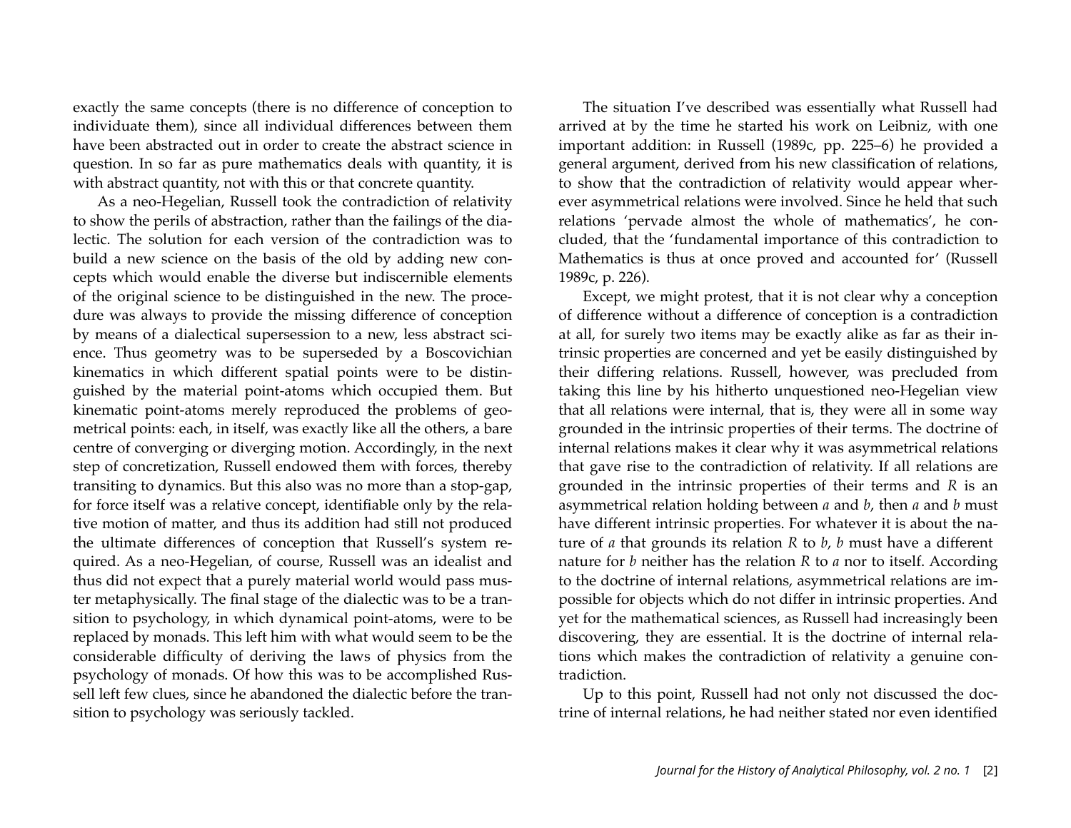exactly the same concepts (there is no difference of conception to individuate them), since all individual differences between them have been abstracted out in order to create the abstract science in question. In so far as pure mathematics deals with quantity, it is with abstract quantity, not with this or that concrete quantity.

As a neo-Hegelian, Russell took the contradiction of relativity to show the perils of abstraction, rather than the failings of the dialectic. The solution for each version of the contradiction was to build a new science on the basis of the old by adding new concepts which would enable the diverse but indiscernible elements of the original science to be distinguished in the new. The procedure was always to provide the missing difference of conception by means of a dialectical supersession to a new, less abstract science. Thus geometry was to be superseded by a Boscovichian kinematics in which different spatial points were to be distinguished by the material point-atoms which occupied them. But kinematic point-atoms merely reproduced the problems of geometrical points: each, in itself, was exactly like all the others, a bare centre of converging or diverging motion. Accordingly, in the next step of concretization, Russell endowed them with forces, thereby transiting to dynamics. But this also was no more than a stop-gap, for force itself was a relative concept, identifiable only by the relative motion of matter, and thus its addition had still not produced the ultimate differences of conception that Russell's system required. As a neo-Hegelian, of course, Russell was an idealist and thus did not expect that a purely material world would pass muster metaphysically. The final stage of the dialectic was to be a transition to psychology, in which dynamical point-atoms, were to be replaced by monads. This left him with what would seem to be the considerable difficulty of deriving the laws of physics from the psychology of monads. Of how this was to be accomplished Russell left few clues, since he abandoned the dialectic before the transition to psychology was seriously tackled.

The situation I've described was essentially what Russell had arrived at by the time he started his work on Leibniz, with one important addition: in Russell (1989c, pp. 225–6) he provided a general argument, derived from his new classification of relations, to show that the contradiction of relativity would appear wherever asymmetrical relations were involved. Since he held that such relations 'pervade almost the whole of mathematics', he concluded, that the 'fundamental importance of this contradiction to Mathematics is thus at once proved and accounted for' (Russell 1989c, p. 226).

Except, we might protest, that it is not clear why a conception of difference without a difference of conception is a contradiction at all, for surely two items may be exactly alike as far as their intrinsic properties are concerned and yet be easily distinguished by their differing relations. Russell, however, was precluded from taking this line by his hitherto unquestioned neo-Hegelian view that all relations were internal, that is, they were all in some way grounded in the intrinsic properties of their terms. The doctrine of internal relations makes it clear why it was asymmetrical relations that gave rise to the contradiction of relativity. If all relations are grounded in the intrinsic properties of their terms and $R$ is an asymmetrical relation holding between $a$ and $b$, then $a$ and $b$ must have different intrinsic properties. For whatever it is about the nature of $a$ that grounds its relation $R$ to $b$, $b$ must have a different nature for $b$ neither has the relation $R$ to $a$ nor to itself. According to the doctrine of internal relations, asymmetrical relations are impossible for objects which do not differ in intrinsic properties. And yet for the mathematical sciences, as Russell had increasingly been discovering, they are essential. It is the doctrine of internal relations which makes the contradiction of relativity a genuine contradiction.

Up to this point, Russell had not only not discussed the doctrine of internal relations, he had neither stated nor even identified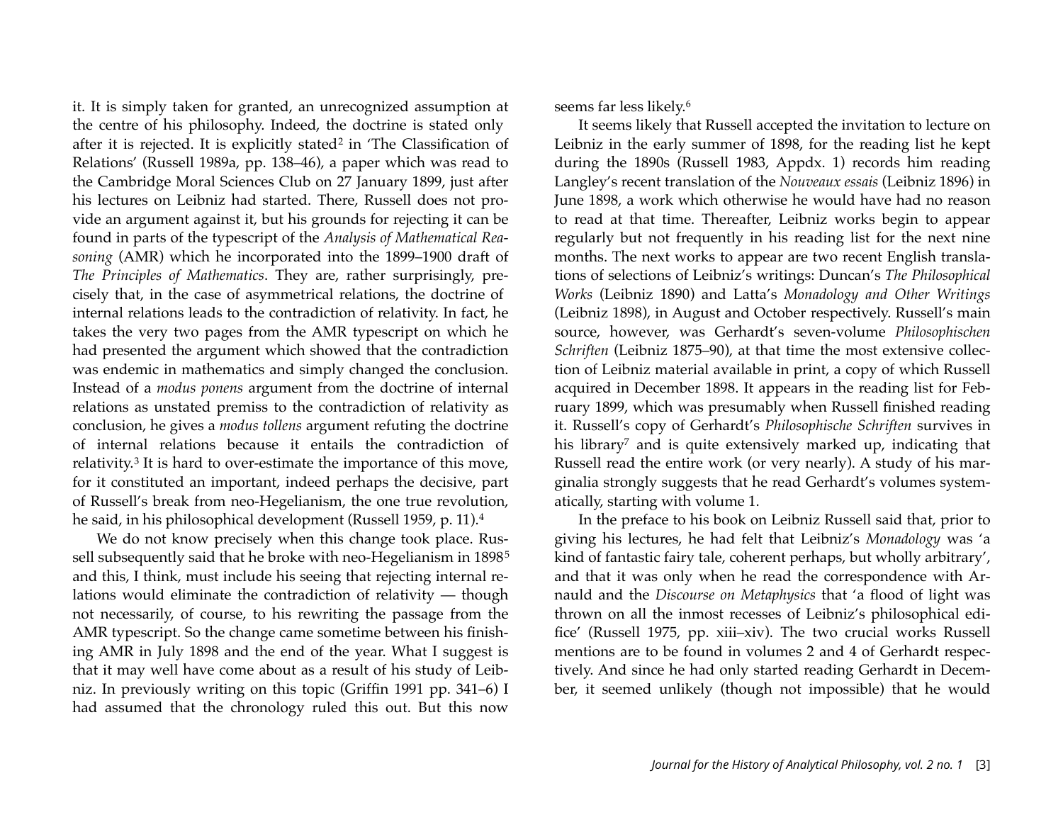it. It is simply taken for granted, an unrecognized assumption at the centre of his philosophy. Indeed, the doctrine is stated only after it is rejected. It is explicitly stated[2] in 'The Classification of Relations' (Russell 1989a, pp. 138–46), a paper which was read to the Cambridge Moral Sciences Club on 27 January 1899, just after his lectures on Leibniz had started. There, Russell does not provide an argument against it, but his grounds for rejecting it can be found in parts of the typescript of the *Analysis of Mathematical Reasoning* (AMR) which he incorporated into the 1899–1900 draft of *The Principles of Mathematics*. They are, rather surprisingly, precisely that, in the case of asymmetrical relations, the doctrine of internal relations leads to the contradiction of relativity. In fact, he takes the very two pages from the AMR typescript on which he had presented the argument which showed that the contradiction was endemic in mathematics and simply changed the conclusion. Instead of a *modus ponens* argument from the doctrine of internal relations as unstated premiss to the contradiction of relativity as conclusion, he gives a *modus tollens* argument refuting the doctrine of internal relations because it entails the contradiction of relativity.[3] It is hard to over-estimate the importance of this move, for it constituted an important, indeed perhaps the decisive, part of Russell's break from neo-Hegelianism, the one true revolution, he said, in his philosophical development (Russell 1959, p. 11).[4]

We do not know precisely when this change took place. Russell subsequently said that he broke with neo-Hegelianism in 1898[5] and this, I think, must include his seeing that rejecting internal relations would eliminate the contradiction of relativity — though not necessarily, of course, to his rewriting the passage from the AMR typescript. So the change came sometime between his finishing AMR in July 1898 and the end of the year. What I suggest is that it may well have come about as a result of his study of Leibniz. In previously writing on this topic (Griffin 1991 pp. 341–6) I had assumed that the chronology ruled this out. But this now seems far less likely.[6]

It seems likely that Russell accepted the invitation to lecture on Leibniz in the early summer of 1898, for the reading list he kept during the 1890s (Russell 1983, Appdx. 1) records him reading Langley's recent translation of the *Nouveaux essais* (Leibniz 1896) in June 1898, a work which otherwise he would have had no reason to read at that time. Thereafter, Leibniz works begin to appear regularly but not frequently in his reading list for the next nine months. The next works to appear are two recent English translations of selections of Leibniz's writings: Duncan's *The Philosophical Works* (Leibniz 1890) and Latta's *Monadology and Other Writings* (Leibniz 1898), in August and October respectively. Russell's main source, however, was Gerhardt's seven-volume *Philosophischen Schriften* (Leibniz 1875–90), at that time the most extensive collection of Leibniz material available in print, a copy of which Russell acquired in December 1898. It appears in the reading list for February 1899, which was presumably when Russell finished reading it. Russell's copy of Gerhardt's *Philosophische Schriften* survives in his library[7] and is quite extensively marked up, indicating that Russell read the entire work (or very nearly). A study of his marginalia strongly suggests that he read Gerhardt's volumes systematically, starting with volume 1.

In the preface to his book on Leibniz Russell said that, prior to giving his lectures, he had felt that Leibniz's *Monadology* was 'a kind of fantastic fairy tale, coherent perhaps, but wholly arbitrary', and that it was only when he read the correspondence with Arnauld and the *Discourse on Metaphysics* that 'a flood of light was thrown on all the inmost recesses of Leibniz's philosophical edifice' (Russell 1975, pp. xiii–xiv). The two crucial works Russell mentions are to be found in volumes 2 and 4 of Gerhardt respectively. And since he had only started reading Gerhardt in December, it seemed unlikely (though not impossible) that he would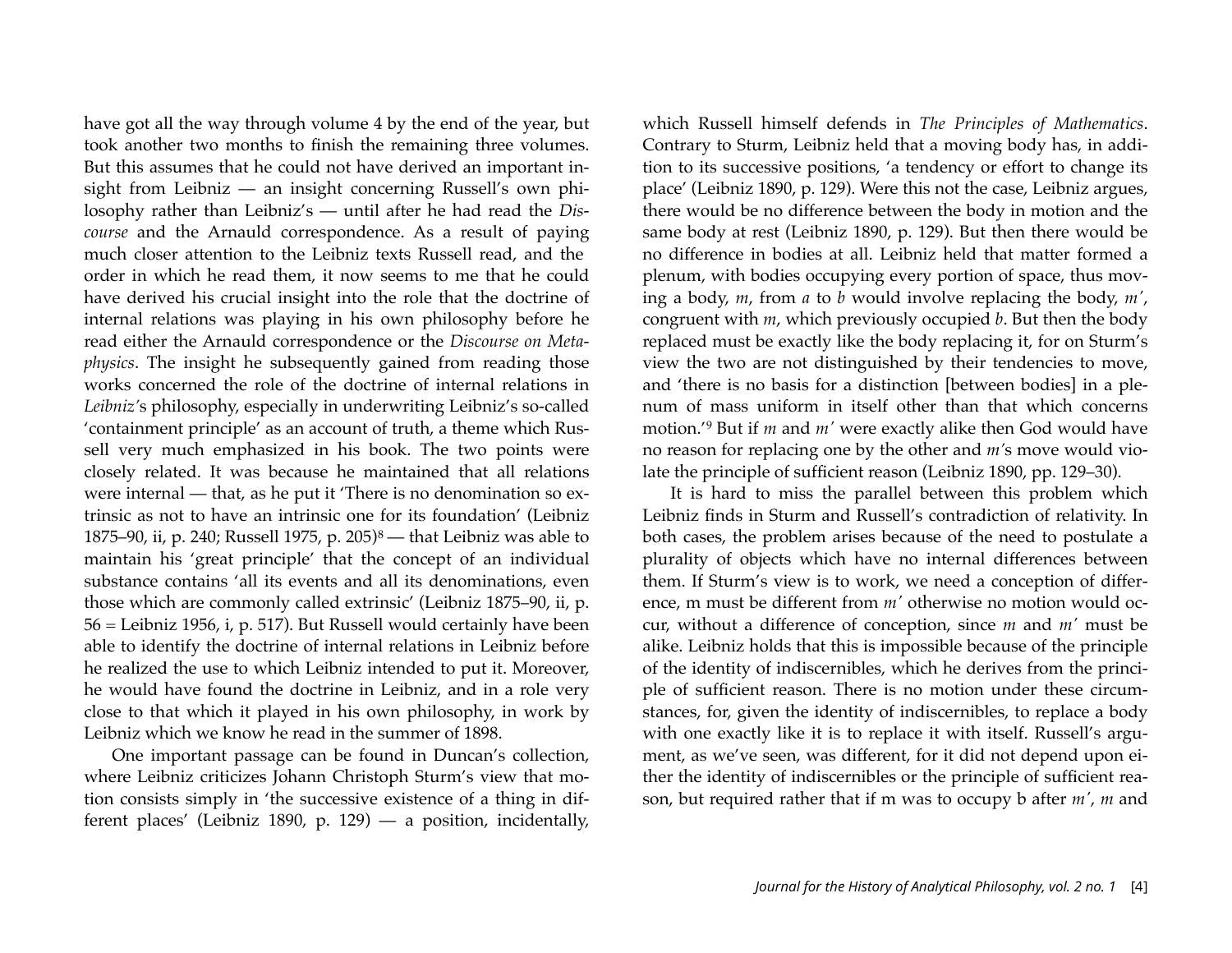have got all the way through volume 4 by the end of the year, but took another two months to finish the remaining three volumes. But this assumes that he could not have derived an important insight from Leibniz — an insight concerning Russell's own philosophy rather than Leibniz's — until after he had read the *Discourse* and the Arnauld correspondence. As a result of paying much closer attention to the Leibniz texts Russell read, and the order in which he read them, it now seems to me that he could have derived his crucial insight into the role that the doctrine of internal relations was playing in his own philosophy before he read either the Arnauld correspondence or the *Discourse on Metaphysics*. The insight he subsequently gained from reading those works concerned the role of the doctrine of internal relations in *Leibniz's* philosophy, especially in underwriting Leibniz's so-called 'containment principle' as an account of truth, a theme which Russell very much emphasized in his book. The two points were closely related. It was because he maintained that all relations were internal — that, as he put it 'There is no denomination so extrinsic as not to have an intrinsic one for its foundation' (Leibniz 1875–90, ii, p. 240; Russell 1975, p. 205)[8] — that Leibniz was able to maintain his 'great principle' that the concept of an individual substance contains 'all its events and all its denominations, even those which are commonly called extrinsic' (Leibniz 1875–90, ii, p. 56 = Leibniz 1956, i, p. 517). But Russell would certainly have been able to identify the doctrine of internal relations in Leibniz before he realized the use to which Leibniz intended to put it. Moreover, he would have found the doctrine in Leibniz, and in a role very close to that which it played in his own philosophy, in work by Leibniz which we know he read in the summer of 1898.

One important passage can be found in Duncan's collection, where Leibniz criticizes Johann Christoph Sturm's view that motion consists simply in 'the successive existence of a thing in different places' (Leibniz 1890, p. 129) — a position, incidentally, which Russell himself defends in *The Principles of Mathematics*. Contrary to Sturm, Leibniz held that a moving body has, in addition to its successive positions, 'a tendency or effort to change its place' (Leibniz 1890, p. 129). Were this not the case, Leibniz argues, there would be no difference between the body in motion and the same body at rest (Leibniz 1890, p. 129). But then there would be no difference in bodies at all. Leibniz held that matter formed a plenum, with bodies occupying every portion of space, thus moving a body, *m*, from *a* to *b* would involve replacing the body, *m′*, congruent with *m*, which previously occupied *b*. But then the body replaced must be exactly like the body replacing it, for on Sturm's view the two are not distinguished by their tendencies to move, and 'there is no basis for a distinction [between bodies] in a plenum of mass uniform in itself other than that which concerns motion.'[9] But if *m* and *m′* were exactly alike then God would have no reason for replacing one by the other and *m*'s move would violate the principle of sufficient reason (Leibniz 1890, pp. 129–30).

It is hard to miss the parallel between this problem which Leibniz finds in Sturm and Russell's contradiction of relativity. In both cases, the problem arises because of the need to postulate a plurality of objects which have no internal differences between them. If Sturm's view is to work, we need a conception of difference, m must be different from *m′* otherwise no motion would occur, without a difference of conception, since *m* and *m′* must be alike. Leibniz holds that this is impossible because of the principle of the identity of indiscernibles, which he derives from the principle of sufficient reason. There is no motion under these circumstances, for, given the identity of indiscernibles, to replace a body with one exactly like it is to replace it with itself. Russell's argument, as we've seen, was different, for it did not depend upon either the identity of indiscernibles or the principle of sufficient reason, but required rather that if m was to occupy b after *m′*, *m* and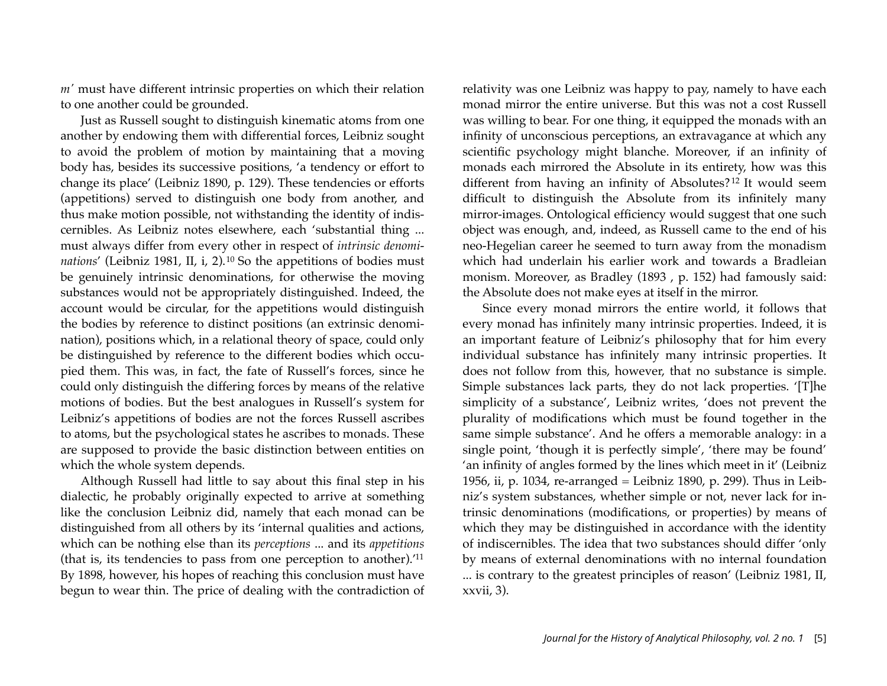*m′* must have different intrinsic properties on which their relation to one another could be grounded.

Just as Russell sought to distinguish kinematic atoms from one another by endowing them with differential forces, Leibniz sought to avoid the problem of motion by maintaining that a moving body has, besides its successive positions, 'a tendency or effort to change its place' (Leibniz 1890, p. 129). These tendencies or efforts (appetitions) served to distinguish one body from another, and thus make motion possible, not withstanding the identity of indiscernibles. As Leibniz notes elsewhere, each 'substantial thing ... must always differ from every other in respect of *intrinsic denominations*' (Leibniz 1981, II, i, 2).[10] So the appetitions of bodies must be genuinely intrinsic denominations, for otherwise the moving substances would not be appropriately distinguished. Indeed, the account would be circular, for the appetitions would distinguish the bodies by reference to distinct positions (an extrinsic denomination), positions which, in a relational theory of space, could only be distinguished by reference to the different bodies which occupied them. This was, in fact, the fate of Russell's forces, since he could only distinguish the differing forces by means of the relative motions of bodies. But the best analogues in Russell's system for Leibniz's appetitions of bodies are not the forces Russell ascribes to atoms, but the psychological states he ascribes to monads. These are supposed to provide the basic distinction between entities on which the whole system depends.

Although Russell had little to say about this final step in his dialectic, he probably originally expected to arrive at something like the conclusion Leibniz did, namely that each monad can be distinguished from all others by its 'internal qualities and actions, which can be nothing else than its *perceptions* ... and its *appetitions* (that is, its tendencies to pass from one perception to another).'[11] By 1898, however, his hopes of reaching this conclusion must have begun to wear thin. The price of dealing with the contradiction of relativity was one Leibniz was happy to pay, namely to have each monad mirror the entire universe. But this was not a cost Russell was willing to bear. For one thing, it equipped the monads with an infinity of unconscious perceptions, an extravagance at which any scientific psychology might blanche. Moreover, if an infinity of monads each mirrored the Absolute in its entirety, how was this different from having an infinity of Absolutes?[12] It would seem difficult to distinguish the Absolute from its infinitely many mirror-images. Ontological efficiency would suggest that one such object was enough, and, indeed, as Russell came to the end of his neo-Hegelian career he seemed to turn away from the monadism which had underlain his earlier work and towards a Bradleian monism. Moreover, as Bradley (1893 , p. 152) had famously said: the Absolute does not make eyes at itself in the mirror.

Since every monad mirrors the entire world, it follows that every monad has infinitely many intrinsic properties. Indeed, it is an important feature of Leibniz's philosophy that for him every individual substance has infinitely many intrinsic properties. It does not follow from this, however, that no substance is simple. Simple substances lack parts, they do not lack properties. '[T]he simplicity of a substance', Leibniz writes, 'does not prevent the plurality of modifications which must be found together in the same simple substance'. And he offers a memorable analogy: in a single point, 'though it is perfectly simple', 'there may be found' 'an infinity of angles formed by the lines which meet in it' (Leibniz 1956, ii, p. 1034, re-arranged = Leibniz 1890, p. 299). Thus in Leibniz's system substances, whether simple or not, never lack for intrinsic denominations (modifications, or properties) by means of which they may be distinguished in accordance with the identity of indiscernibles. The idea that two substances should differ 'only by means of external denominations with no internal foundation ... is contrary to the greatest principles of reason' (Leibniz 1981, II, xxvii, 3).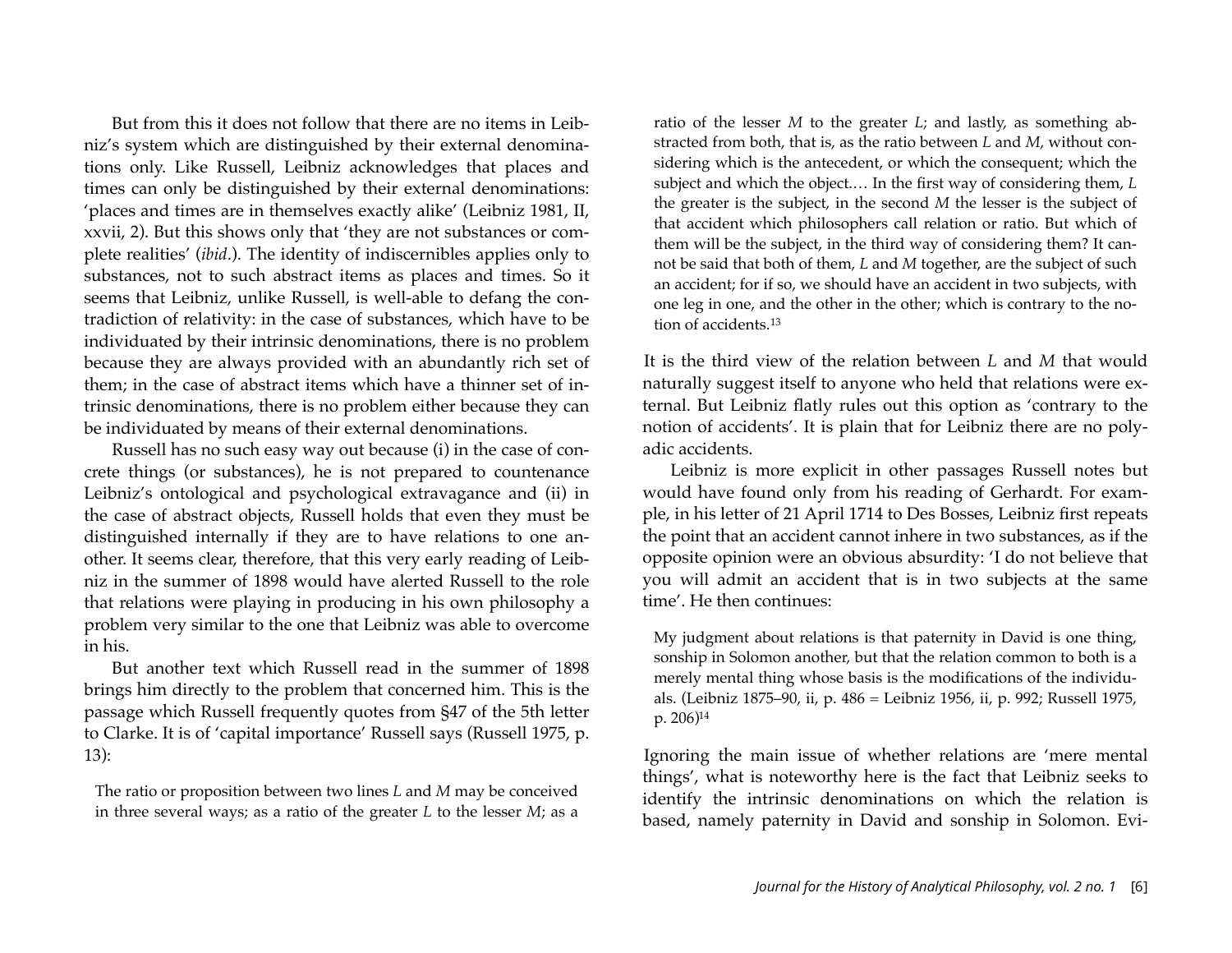But from this it does not follow that there are no items in Leibniz's system which are distinguished by their external denominations only. Like Russell, Leibniz acknowledges that places and times can only be distinguished by their external denominations: 'places and times are in themselves exactly alike' (Leibniz 1981, II, xxvii, 2). But this shows only that 'they are not substances or complete realities' (*ibid*.). The identity of indiscernibles applies only to substances, not to such abstract items as places and times. So it seems that Leibniz, unlike Russell, is well-able to defang the contradiction of relativity: in the case of substances, which have to be individuated by their intrinsic denominations, there is no problem because they are always provided with an abundantly rich set of them; in the case of abstract items which have a thinner set of intrinsic denominations, there is no problem either because they can be individuated by means of their external denominations.

Russell has no such easy way out because (i) in the case of concrete things (or substances), he is not prepared to countenance Leibniz's ontological and psychological extravagance and (ii) in the case of abstract objects, Russell holds that even they must be distinguished internally if they are to have relations to one another. It seems clear, therefore, that this very early reading of Leibniz in the summer of 1898 would have alerted Russell to the role that relations were playing in producing in his own philosophy a problem very similar to the one that Leibniz was able to overcome in his.

But another text which Russell read in the summer of 1898 brings him directly to the problem that concerned him. This is the passage which Russell frequently quotes from §47 of the 5th letter to Clarke. It is of 'capital importance' Russell says (Russell 1975, p. 13):

> The ratio or proposition between two lines *L* and *M* may be conceived in three several ways; as a ratio of the greater *L* to the lesser *M*; as a ratio of the lesser *M* to the greater *L*; and lastly, as something abstracted from both, that is, as the ratio between *L* and *M*, without considering which is the antecedent, or which the consequent; which the subject and which the object.… In the first way of considering them, *L* the greater is the subject, in the second *M* the lesser is the subject of that accident which philosophers call relation or ratio. But which of them will be the subject, in the third way of considering them? It cannot be said that both of them, *L* and *M* together, are the subject of such an accident; for if so, we should have an accident in two subjects, with one leg in one, and the other in the other; which is contrary to the notion of accidents.[13]

It is the third view of the relation between *L* and *M* that would naturally suggest itself to anyone who held that relations were external. But Leibniz flatly rules out this option as 'contrary to the notion of accidents'. It is plain that for Leibniz there are no polyadic accidents.

Leibniz is more explicit in other passages Russell notes but would have found only from his reading of Gerhardt. For example, in his letter of 21 April 1714 to Des Bosses, Leibniz first repeats the point that an accident cannot inhere in two substances, as if the opposite opinion were an obvious absurdity: 'I do not believe that you will admit an accident that is in two subjects at the same time'. He then continues:

> My judgment about relations is that paternity in David is one thing, sonship in Solomon another, but that the relation common to both is a merely mental thing whose basis is the modifications of the individuals. (Leibniz 1875–90, ii, p. 486 = Leibniz 1956, ii, p. 992; Russell 1975, p. 206)[14]

Ignoring the main issue of whether relations are 'mere mental things', what is noteworthy here is the fact that Leibniz seeks to identify the intrinsic denominations on which the relation is based, namely paternity in David and sonship in Solomon. Evi-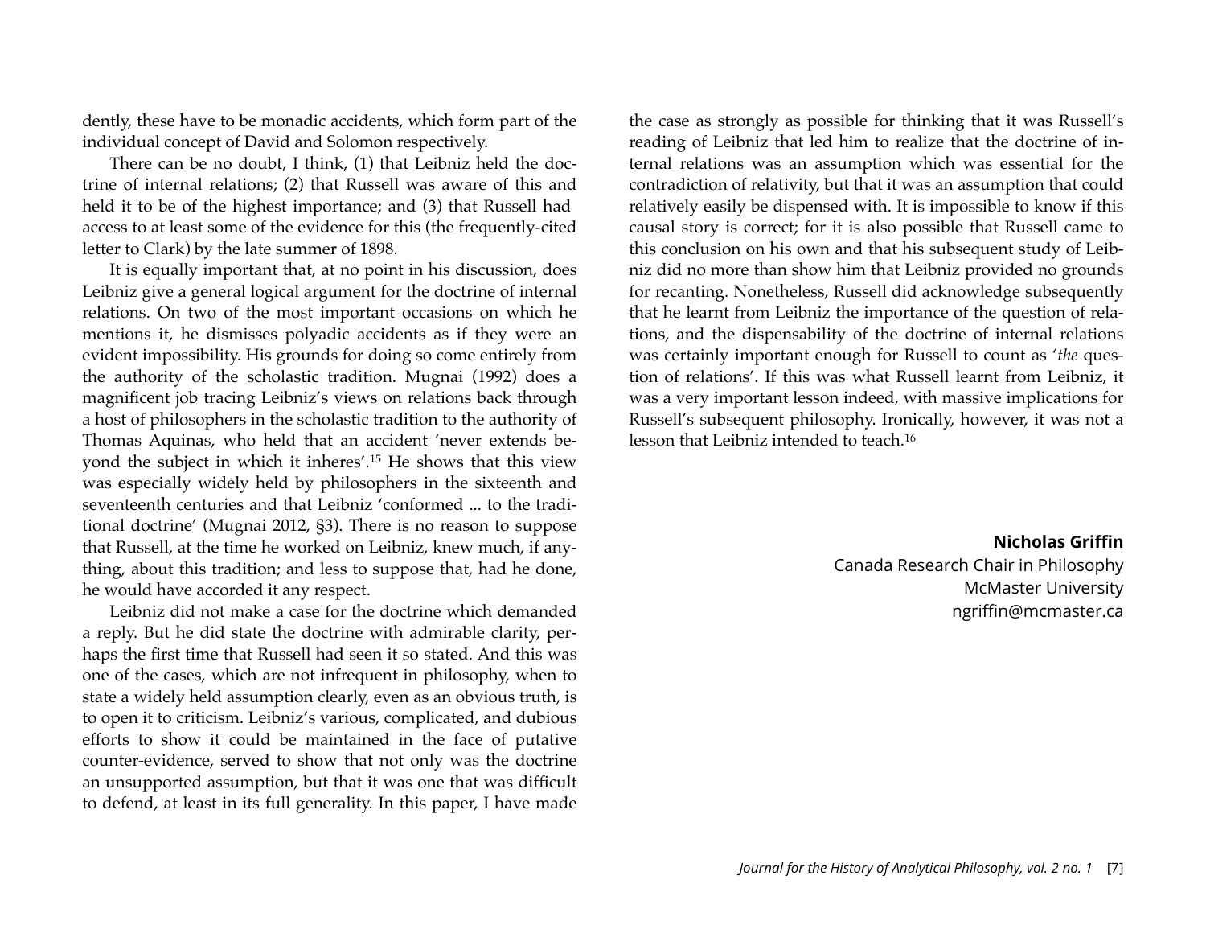dently, these have to be monadic accidents, which form part of the individual concept of David and Solomon respectively.

There can be no doubt, I think, (1) that Leibniz held the doctrine of internal relations; (2) that Russell was aware of this and held it to be of the highest importance; and (3) that Russell had access to at least some of the evidence for this (the frequently-cited letter to Clark) by the late summer of 1898.

It is equally important that, at no point in his discussion, does Leibniz give a general logical argument for the doctrine of internal relations. On two of the most important occasions on which he mentions it, he dismisses polyadic accidents as if they were an evident impossibility. His grounds for doing so come entirely from the authority of the scholastic tradition. Mugnai (1992) does a magnificent job tracing Leibniz's views on relations back through a host of philosophers in the scholastic tradition to the authority of Thomas Aquinas, who held that an accident 'never extends beyond the subject in which it inheres'.[15] He shows that this view was especially widely held by philosophers in the sixteenth and seventeenth centuries and that Leibniz 'conformed ... to the traditional doctrine' (Mugnai 2012, §3). There is no reason to suppose that Russell, at the time he worked on Leibniz, knew much, if anything, about this tradition; and less to suppose that, had he done, he would have accorded it any respect.

Leibniz did not make a case for the doctrine which demanded a reply. But he did state the doctrine with admirable clarity, perhaps the first time that Russell had seen it so stated. And this was one of the cases, which are not infrequent in philosophy, when to state a widely held assumption clearly, even as an obvious truth, is to open it to criticism. Leibniz's various, complicated, and dubious efforts to show it could be maintained in the face of putative counter-evidence, served to show that not only was the doctrine an unsupported assumption, but that it was one that was difficult to defend, at least in its full generality. In this paper, I have made the case as strongly as possible for thinking that it was Russell's reading of Leibniz that led him to realize that the doctrine of internal relations was an assumption which was essential for the contradiction of relativity, but that it was an assumption that could relatively easily be dispensed with. It is impossible to know if this causal story is correct; for it is also possible that Russell came to this conclusion on his own and that his subsequent study of Leibniz did no more than show him that Leibniz provided no grounds for recanting. Nonetheless, Russell did acknowledge subsequently that he learnt from Leibniz the importance of the question of relations, and the dispensability of the doctrine of internal relations was certainly important enough for Russell to count as '*the* question of relations'. If this was what Russell learnt from Leibniz, it was a very important lesson indeed, with massive implications for Russell's subsequent philosophy. Ironically, however, it was not a lesson that Leibniz intended to teach.[16]

**Nicholas Griffin**
Canada Research Chair in Philosophy
McMaster University
ngriffin@mcmaster.ca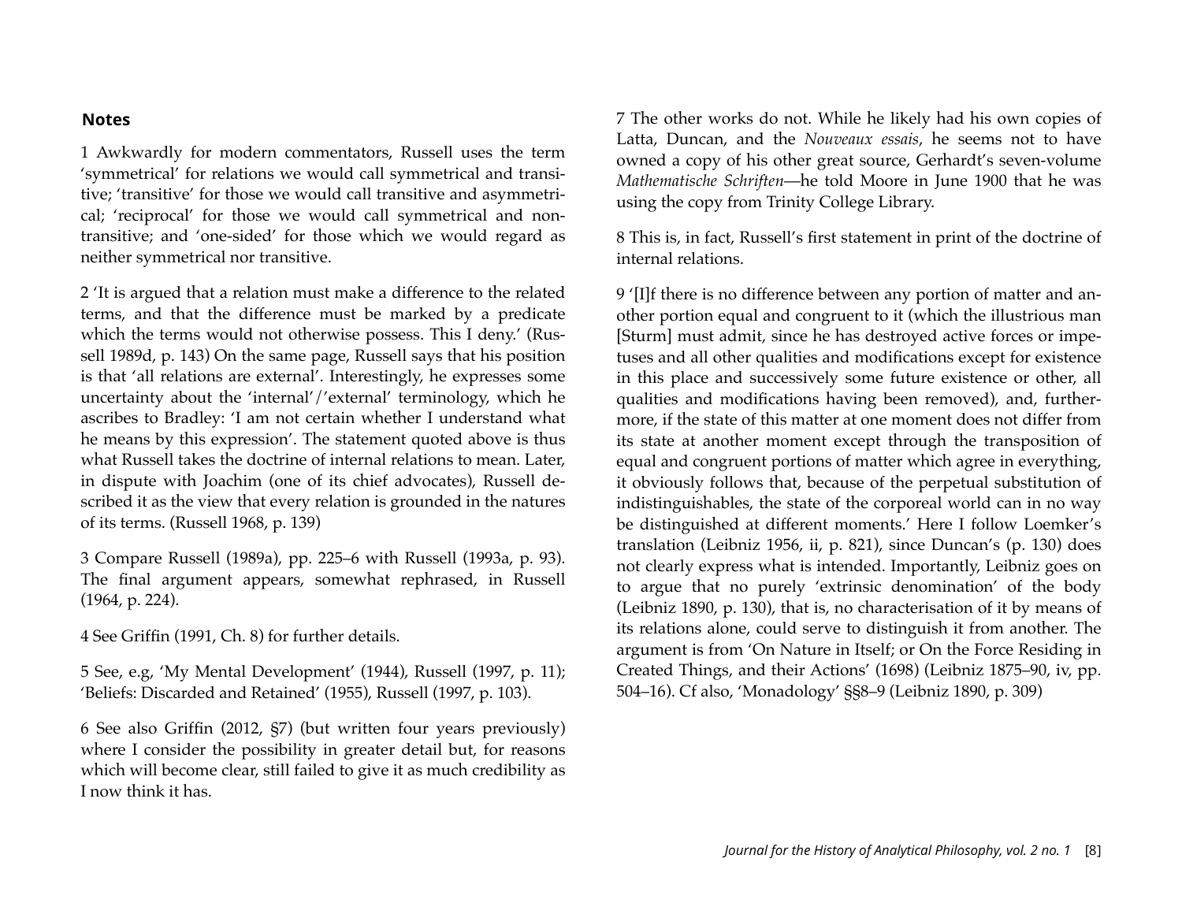## Notes

1 Awkwardly for modern commentators, Russell uses the term 'symmetrical' for relations we would call symmetrical and transitive; 'transitive' for those we would call transitive and asymmetrical; 'reciprocal' for those we would call symmetrical and non-transitive; and 'one-sided' for those which we would regard as neither symmetrical nor transitive.

2 'It is argued that a relation must make a difference to the related terms, and that the difference must be marked by a predicate which the terms would not otherwise possess. This I deny.' (Russell 1989d, p. 143) On the same page, Russell says that his position is that 'all relations are external'. Interestingly, he expresses some uncertainty about the 'internal'/'external' terminology, which he ascribes to Bradley: 'I am not certain whether I understand what he means by this expression'. The statement quoted above is thus what Russell takes the doctrine of internal relations to mean. Later, in dispute with Joachim (one of its chief advocates), Russell described it as the view that every relation is grounded in the natures of its terms. (Russell 1968, p. 139)

3 Compare Russell (1989a), pp. 225–6 with Russell (1993a, p. 93). The final argument appears, somewhat rephrased, in Russell (1964, p. 224).

4 See Griffin (1991, Ch. 8) for further details.

5 See, e.g, 'My Mental Development' (1944), Russell (1997, p. 11); 'Beliefs: Discarded and Retained' (1955), Russell (1997, p. 103).

6 See also Griffin (2012, §7) (but written four years previously) where I consider the possibility in greater detail but, for reasons which will become clear, still failed to give it as much credibility as I now think it has.

7 The other works do not. While he likely had his own copies of Latta, Duncan, and the *Nouveaux essais*, he seems not to have owned a copy of his other great source, Gerhardt's seven-volume *Mathematische Schriften*—he told Moore in June 1900 that he was using the copy from Trinity College Library.

8 This is, in fact, Russell's first statement in print of the doctrine of internal relations.

9 '[I]f there is no difference between any portion of matter and another portion equal and congruent to it (which the illustrious man [Sturm] must admit, since he has destroyed active forces or impetuses and all other qualities and modifications except for existence in this place and successively some future existence or other, all qualities and modifications having been removed), and, furthermore, if the state of this matter at one moment does not differ from its state at another moment except through the transposition of equal and congruent portions of matter which agree in everything, it obviously follows that, because of the perpetual substitution of indistinguishables, the state of the corporeal world can in no way be distinguished at different moments.' Here I follow Loemker's translation (Leibniz 1956, ii, p. 821), since Duncan's (p. 130) does not clearly express what is intended. Importantly, Leibniz goes on to argue that no purely 'extrinsic denomination' of the body (Leibniz 1890, p. 130), that is, no characterisation of it by means of its relations alone, could serve to distinguish it from another. The argument is from 'On Nature in Itself; or On the Force Residing in Created Things, and their Actions' (1698) (Leibniz 1875–90, iv, pp. 504–16). Cf also, 'Monadology' §§8–9 (Leibniz 1890, p. 309)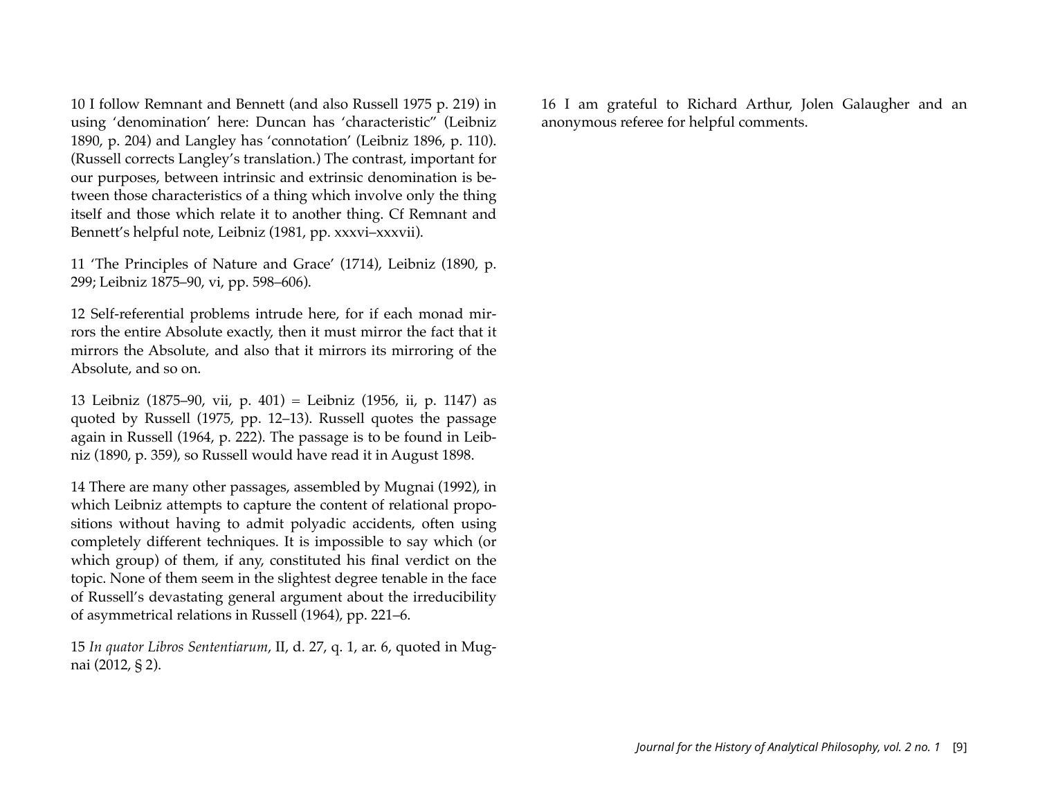10 I follow Remnant and Bennett (and also Russell 1975 p. 219) in using 'denomination' here: Duncan has 'characteristic" (Leibniz 1890, p. 204) and Langley has 'connotation' (Leibniz 1896, p. 110). (Russell corrects Langley's translation.) The contrast, important for our purposes, between intrinsic and extrinsic denomination is between those characteristics of a thing which involve only the thing itself and those which relate it to another thing. Cf Remnant and Bennett's helpful note, Leibniz (1981, pp. xxxvi–xxxvii).

11 'The Principles of Nature and Grace' (1714), Leibniz (1890, p. 299; Leibniz 1875–90, vi, pp. 598–606).

12 Self-referential problems intrude here, for if each monad mirrors the entire Absolute exactly, then it must mirror the fact that it mirrors the Absolute, and also that it mirrors its mirroring of the Absolute, and so on.

13 Leibniz (1875–90, vii, p. 401) = Leibniz (1956, ii, p. 1147) as quoted by Russell (1975, pp. 12–13). Russell quotes the passage again in Russell (1964, p. 222). The passage is to be found in Leibniz (1890, p. 359), so Russell would have read it in August 1898.

14 There are many other passages, assembled by Mugnai (1992), in which Leibniz attempts to capture the content of relational propositions without having to admit polyadic accidents, often using completely different techniques. It is impossible to say which (or which group) of them, if any, constituted his final verdict on the topic. None of them seem in the slightest degree tenable in the face of Russell's devastating general argument about the irreducibility of asymmetrical relations in Russell (1964), pp. 221–6.

15 *In quator Libros Sententiarum*, II, d. 27, q. 1, ar. 6, quoted in Mugnai (2012, § 2).

16 I am grateful to Richard Arthur, Jolen Galaugher and an anonymous referee for helpful comments.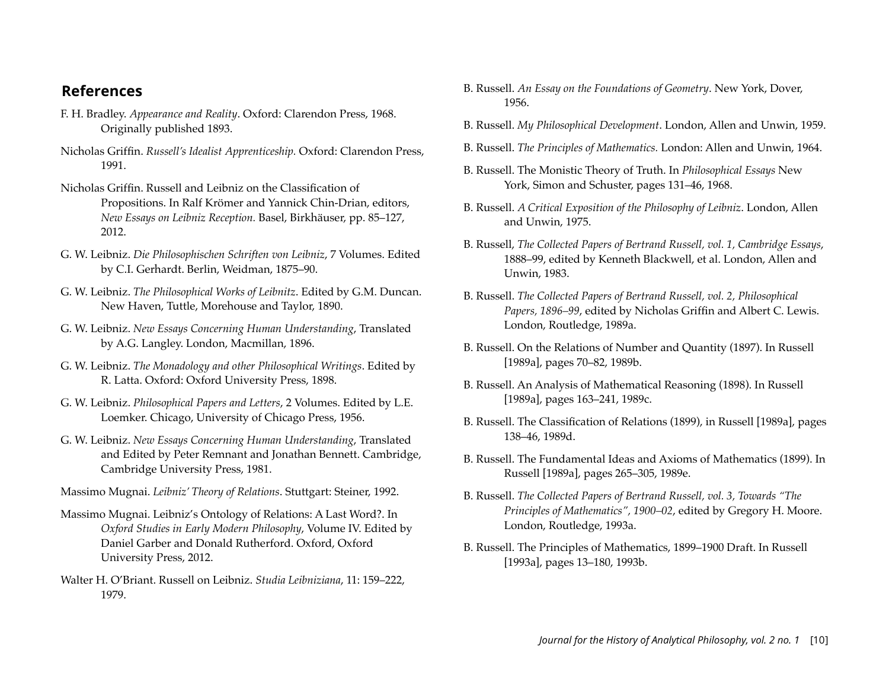## References

F. H. Bradley. *Appearance and Reality*. Oxford: Clarendon Press, 1968. Originally published 1893.

Nicholas Griffin. *Russell's Idealist Apprenticeship.* Oxford: Clarendon Press, 1991.

Nicholas Griffin. Russell and Leibniz on the Classification of Propositions. In Ralf Krömer and Yannick Chin-Drian, editors, *New Essays on Leibniz Reception.* Basel, Birkhäuser, pp. 85–127, 2012.

G. W. Leibniz. *Die Philosophischen Schriften von Leibniz*, 7 Volumes. Edited by C.I. Gerhardt. Berlin, Weidman, 1875–90.

G. W. Leibniz. *The Philosophical Works of Leibnitz*. Edited by G.M. Duncan. New Haven, Tuttle, Morehouse and Taylor, 1890.

G. W. Leibniz. *New Essays Concerning Human Understanding*, Translated by A.G. Langley. London, Macmillan, 1896.

G. W. Leibniz. *The Monadology and other Philosophical Writings*. Edited by R. Latta. Oxford: Oxford University Press, 1898.

G. W. Leibniz. *Philosophical Papers and Letters*, 2 Volumes. Edited by L.E. Loemker. Chicago, University of Chicago Press, 1956.

G. W. Leibniz. *New Essays Concerning Human Understanding*, Translated and Edited by Peter Remnant and Jonathan Bennett. Cambridge, Cambridge University Press, 1981.

Massimo Mugnai. *Leibniz' Theory of Relations*. Stuttgart: Steiner, 1992.

Massimo Mugnai. Leibniz's Ontology of Relations: A Last Word?. In *Oxford Studies in Early Modern Philosophy*, Volume IV. Edited by Daniel Garber and Donald Rutherford. Oxford, Oxford University Press, 2012.

Walter H. O'Briant. Russell on Leibniz. *Studia Leibniziana*, 11: 159–222, 1979.

B. Russell. *An Essay on the Foundations of Geometry*. New York, Dover, 1956.

B. Russell. *My Philosophical Development*. London, Allen and Unwin, 1959.

B. Russell. *The Principles of Mathematics.* London: Allen and Unwin, 1964.

B. Russell. The Monistic Theory of Truth. In *Philosophical Essays* New York, Simon and Schuster, pages 131–46, 1968.

B. Russell. *A Critical Exposition of the Philosophy of Leibniz*. London, Allen and Unwin, 1975.

B. Russell, *The Collected Papers of Bertrand Russell, vol. 1, Cambridge Essays*, 1888–99, edited by Kenneth Blackwell, et al. London, Allen and Unwin, 1983.

B. Russell. *The Collected Papers of Bertrand Russell, vol. 2, Philosophical Papers, 1896–99*, edited by Nicholas Griffin and Albert C. Lewis. London, Routledge, 1989a.

B. Russell. On the Relations of Number and Quantity (1897). In Russell [1989a], pages 70–82, 1989b.

B. Russell. An Analysis of Mathematical Reasoning (1898). In Russell [1989a], pages 163–241, 1989c.

B. Russell. The Classification of Relations (1899), in Russell [1989a], pages 138–46, 1989d.

B. Russell. The Fundamental Ideas and Axioms of Mathematics (1899). In Russell [1989a], pages 265–305, 1989e.

B. Russell. *The Collected Papers of Bertrand Russell, vol. 3, Towards "The Principles of Mathematics", 1900–02*, edited by Gregory H. Moore. London, Routledge, 1993a.

B. Russell. The Principles of Mathematics, 1899–1900 Draft. In Russell [1993a], pages 13–180, 1993b.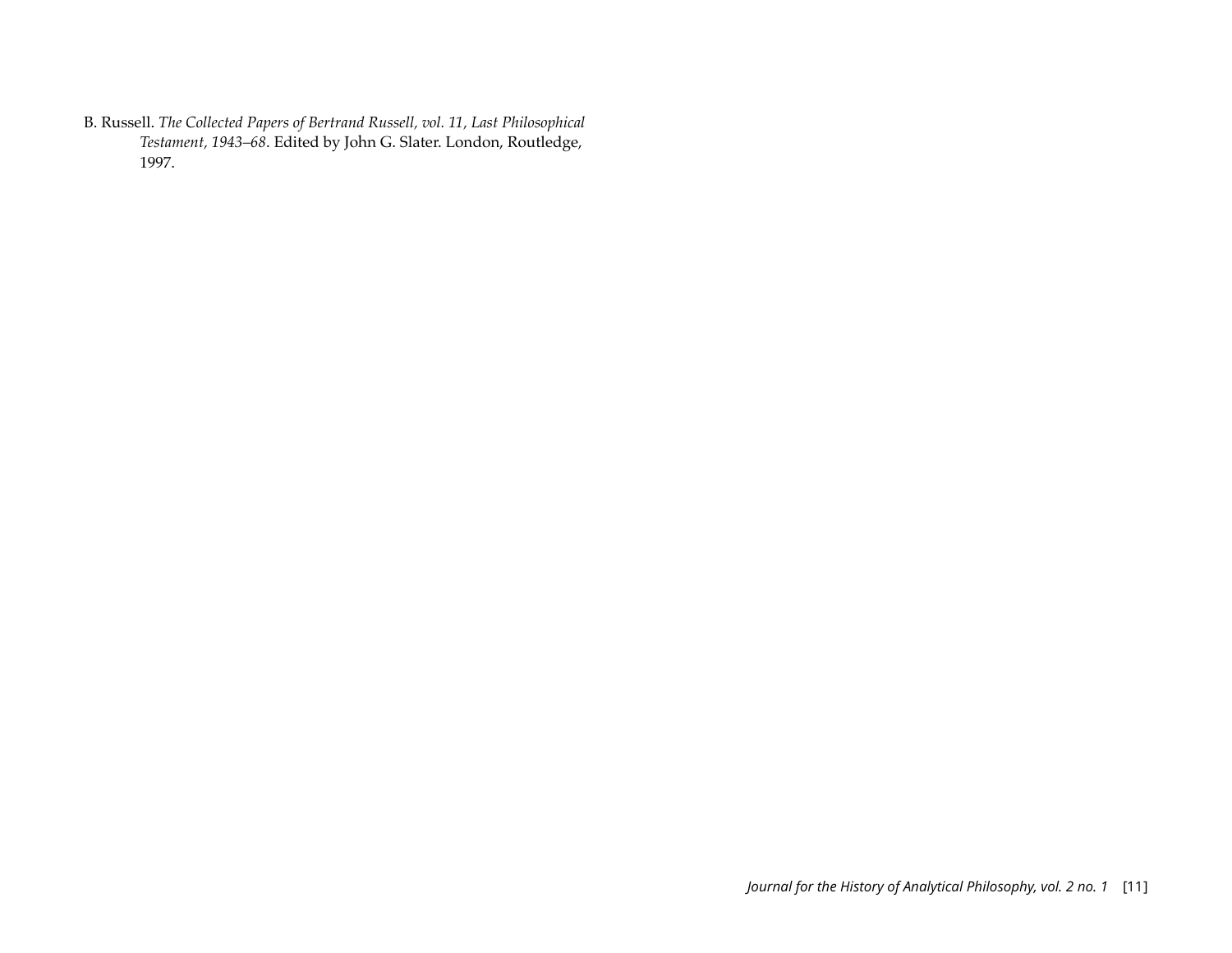B. Russell. *The Collected Papers of Bertrand Russell, vol. 11, Last Philosophical Testament, 1943–68*. Edited by John G. Slater. London, Routledge, 1997.